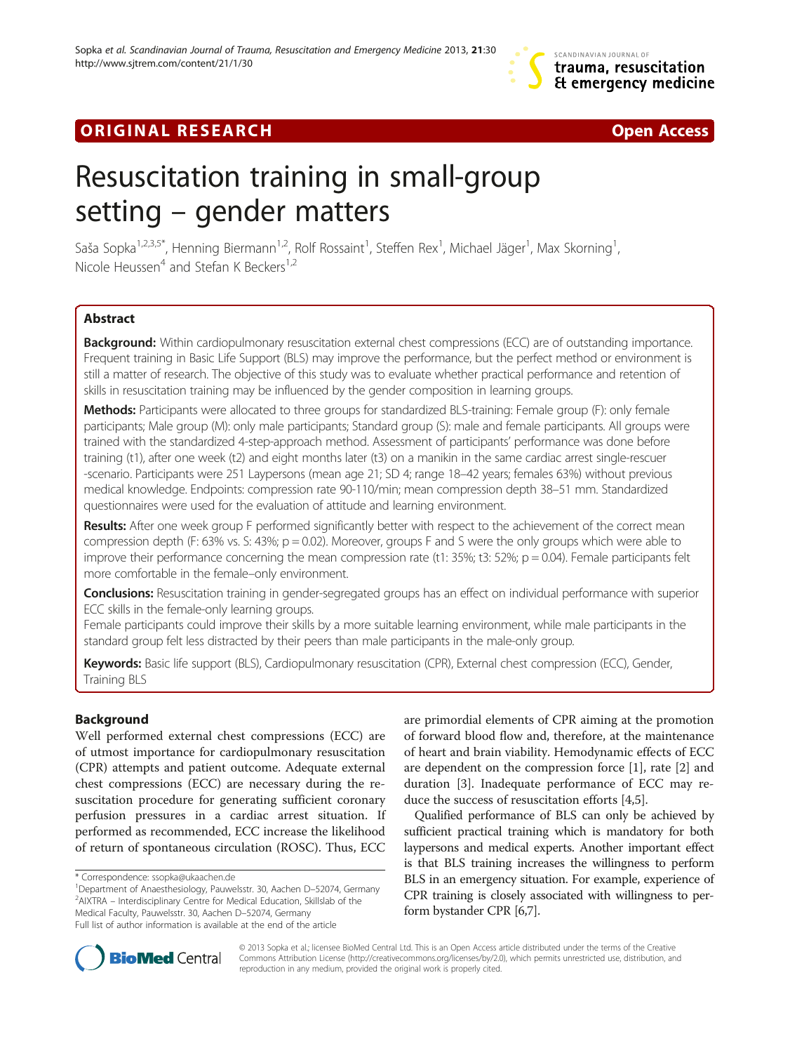# ORIGINAL RESEARCH

Open Access

# Resuscitation training in small-group setting – gender matters

Saša Sopka[1,2,3,5*], Henning Biermann[1,2], Rolf Rossaint[1], Steffen Rex[1], Michael Jäger[1], Max Skorning[1], Nicole Heussen[4] and Stefan K Beckers[1,2]

## Abstract

**Background:** Within cardiopulmonary resuscitation external chest compressions (ECC) are of outstanding importance. Frequent training in Basic Life Support (BLS) may improve the performance, but the perfect method or environment is still a matter of research. The objective of this study was to evaluate whether practical performance and retention of skills in resuscitation training may be influenced by the gender composition in learning groups.

**Methods:** Participants were allocated to three groups for standardized BLS-training: Female group (F): only female participants; Male group (M): only male participants; Standard group (S): male and female participants. All groups were trained with the standardized 4-step-approach method. Assessment of participants' performance was done before training (t1), after one week (t2) and eight months later (t3) on a manikin in the same cardiac arrest single-rescuer -scenario. Participants were 251 Laypersons (mean age 21; SD 4; range 18–42 years; females 63%) without previous medical knowledge. Endpoints: compression rate 90-110/min; mean compression depth 38–51 mm. Standardized questionnaires were used for the evaluation of attitude and learning environment.

**Results:** After one week group F performed significantly better with respect to the achievement of the correct mean compression depth (F: 63% vs. S: 43%; $p = 0.02$). Moreover, groups F and S were the only groups which were able to improve their performance concerning the mean compression rate (t1: 35%; t3: 52%; $p = 0.04$). Female participants felt more comfortable in the female–only environment.

**Conclusions:** Resuscitation training in gender-segregated groups has an effect on individual performance with superior ECC skills in the female-only learning groups.

Female participants could improve their skills by a more suitable learning environment, while male participants in the standard group felt less distracted by their peers than male participants in the male-only group.

**Keywords:** Basic life support (BLS), Cardiopulmonary resuscitation (CPR), External chest compression (ECC), Gender, Training BLS

## Background

Well performed external chest compressions (ECC) are of utmost importance for cardiopulmonary resuscitation (CPR) attempts and patient outcome. Adequate external chest compressions (ECC) are necessary during the resuscitation procedure for generating sufficient coronary perfusion pressures in a cardiac arrest situation. If performed as recommended, ECC increase the likelihood of return of spontaneous circulation (ROSC). Thus, ECC are primordial elements of CPR aiming at the promotion of forward blood flow and, therefore, at the maintenance of heart and brain viability. Hemodynamic effects of ECC are dependent on the compression force [1], rate [2] and duration [3]. Inadequate performance of ECC may reduce the success of resuscitation efforts [4,5].

Qualified performance of BLS can only be achieved by sufficient practical training which is mandatory for both laypersons and medical experts. Another important effect is that BLS training increases the willingness to perform BLS in an emergency situation. For example, experience of CPR training is closely associated with willingness to perform bystander CPR [6,7].

\* Correspondence: ssopka@ukaachen.de
[1]Department of Anaesthesiology, Pauwelsstr. 30, Aachen D–52074, Germany
[2]AIXTRA – Interdisciplinary Centre for Medical Education, Skillslab of the Medical Faculty, Pauwelsstr. 30, Aachen D–52074, Germany
Full list of author information is available at the end of the article

© 2013 Sopka et al.; licensee BioMed Central Ltd. This is an Open Access article distributed under the terms of the Creative Commons Attribution License (http://creativecommons.org/licenses/by/2.0), which permits unrestricted use, distribution, and reproduction in any medium, provided the original work is properly cited.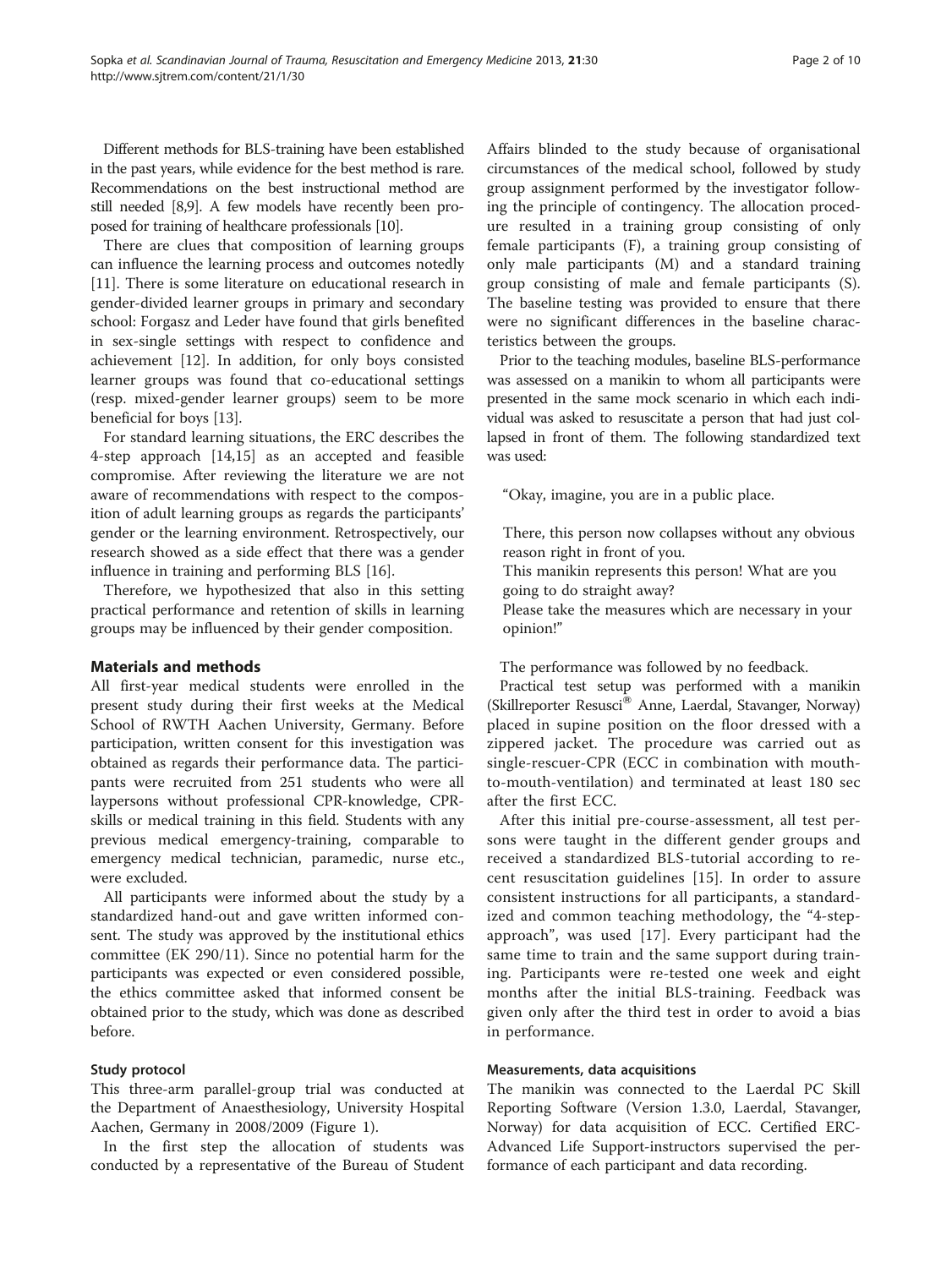Different methods for BLS-training have been established in the past years, while evidence for the best method is rare. Recommendations on the best instructional method are still needed [8,9]. A few models have recently been proposed for training of healthcare professionals [10].

There are clues that composition of learning groups can influence the learning process and outcomes notedly [11]. There is some literature on educational research in gender-divided learner groups in primary and secondary school: Forgasz and Leder have found that girls benefited in sex-single settings with respect to confidence and achievement [12]. In addition, for only boys consisted learner groups was found that co-educational settings (resp. mixed-gender learner groups) seem to be more beneficial for boys [13].

For standard learning situations, the ERC describes the 4-step approach [14,15] as an accepted and feasible compromise. After reviewing the literature we are not aware of recommendations with respect to the composition of adult learning groups as regards the participants' gender or the learning environment. Retrospectively, our research showed as a side effect that there was a gender influence in training and performing BLS [16].

Therefore, we hypothesized that also in this setting practical performance and retention of skills in learning groups may be influenced by their gender composition.

## Materials and methods

All first-year medical students were enrolled in the present study during their first weeks at the Medical School of RWTH Aachen University, Germany. Before participation, written consent for this investigation was obtained as regards their performance data. The participants were recruited from 251 students who were all laypersons without professional CPR-knowledge, CPR-skills or medical training in this field. Students with any previous medical emergency-training, comparable to emergency medical technician, paramedic, nurse etc., were excluded.

All participants were informed about the study by a standardized hand-out and gave written informed consent. The study was approved by the institutional ethics committee (EK 290/11). Since no potential harm for the participants was expected or even considered possible, the ethics committee asked that informed consent be obtained prior to the study, which was done as described before.

### Study protocol

This three-arm parallel-group trial was conducted at the Department of Anaesthesiology, University Hospital Aachen, Germany in 2008/2009 (Figure 1).

In the first step the allocation of students was conducted by a representative of the Bureau of Student Affairs blinded to the study because of organisational circumstances of the medical school, followed by study group assignment performed by the investigator following the principle of contingency. The allocation procedure resulted in a training group consisting of only female participants (F), a training group consisting of only male participants (M) and a standard training group consisting of male and female participants (S). The baseline testing was provided to ensure that there were no significant differences in the baseline characteristics between the groups.

Prior to the teaching modules, baseline BLS-performance was assessed on a manikin to whom all participants were presented in the same mock scenario in which each individual was asked to resuscitate a person that had just collapsed in front of them. The following standardized text was used:

> "Okay, imagine, you are in a public place.
>
> There, this person now collapses without any obvious reason right in front of you.
> This manikin represents this person! What are you going to do straight away?
> Please take the measures which are necessary in your opinion!"

The performance was followed by no feedback.

Practical test setup was performed with a manikin (Skillreporter Resusci® Anne, Laerdal, Stavanger, Norway) placed in supine position on the floor dressed with a zippered jacket. The procedure was carried out as single-rescuer-CPR (ECC in combination with mouth-to-mouth-ventilation) and terminated at least 180 sec after the first ECC.

After this initial pre-course-assessment, all test persons were taught in the different gender groups and received a standardized BLS-tutorial according to recent resuscitation guidelines [15]. In order to assure consistent instructions for all participants, a standardized and common teaching methodology, the "4-step-approach", was used [17]. Every participant had the same time to train and the same support during training. Participants were re-tested one week and eight months after the initial BLS-training. Feedback was given only after the third test in order to avoid a bias in performance.

### Measurements, data acquisitions

The manikin was connected to the Laerdal PC Skill Reporting Software (Version 1.3.0, Laerdal, Stavanger, Norway) for data acquisition of ECC. Certified ERC-Advanced Life Support-instructors supervised the performance of each participant and data recording.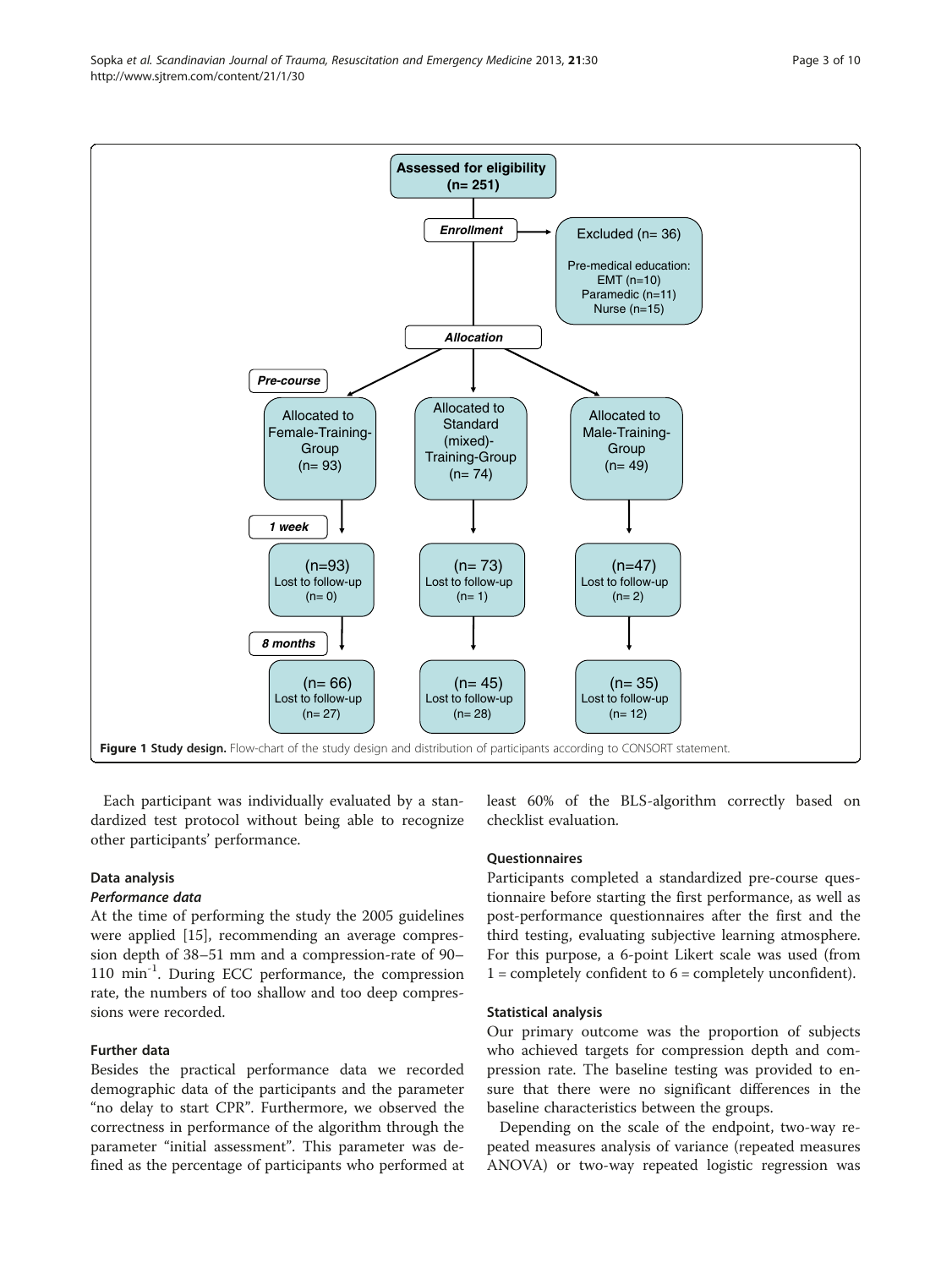Assessed for eligibility (n= 251)

Enrollment → Excluded (n= 36)

Pre-medical education:
EMT (n=10)
Paramedic (n=11)
Nurse (n=15)

Allocation

| | Female-Training-Group | Standard (mixed)-Training-Group | Male-Training-Group |
|---|---|---|---|
| Pre-course | Allocated to Female-Training-Group (n= 93) | Allocated to Standard (mixed)-Training-Group (n= 74) | Allocated to Male-Training-Group (n= 49) |
| 1 week | (n=93) Lost to follow-up (n= 0) | (n= 73) Lost to follow-up (n= 1) | (n=47) Lost to follow-up (n= 2) |
| 8 months | (n= 66) Lost to follow-up (n= 27) | (n= 45) Lost to follow-up (n= 28) | (n= 35) Lost to follow-up (n= 12) |

**Figure 1 Study design.** Flow-chart of the study design and distribution of participants according to CONSORT statement.

Each participant was individually evaluated by a standardized test protocol without being able to recognize other participants' performance.

### Data analysis

#### *Performance data*

At the time of performing the study the 2005 guidelines were applied [15], recommending an average compression depth of 38–51 mm and a compression-rate of 90–110 $\min^{-1}$. During ECC performance, the compression rate, the numbers of too shallow and too deep compressions were recorded.

### Further data

Besides the practical performance data we recorded demographic data of the participants and the parameter "no delay to start CPR". Furthermore, we observed the correctness in performance of the algorithm through the parameter "initial assessment". This parameter was defined as the percentage of participants who performed at least 60% of the BLS-algorithm correctly based on checklist evaluation.

### Questionnaires

Participants completed a standardized pre-course questionnaire before starting the first performance, as well as post-performance questionnaires after the first and the third testing, evaluating subjective learning atmosphere. For this purpose, a 6-point Likert scale was used (from 1 = completely confident to 6 = completely unconfident).

### Statistical analysis

Our primary outcome was the proportion of subjects who achieved targets for compression depth and compression rate. The baseline testing was provided to ensure that there were no significant differences in the baseline characteristics between the groups.

Depending on the scale of the endpoint, two-way repeated measures analysis of variance (repeated measures ANOVA) or two-way repeated logistic regression was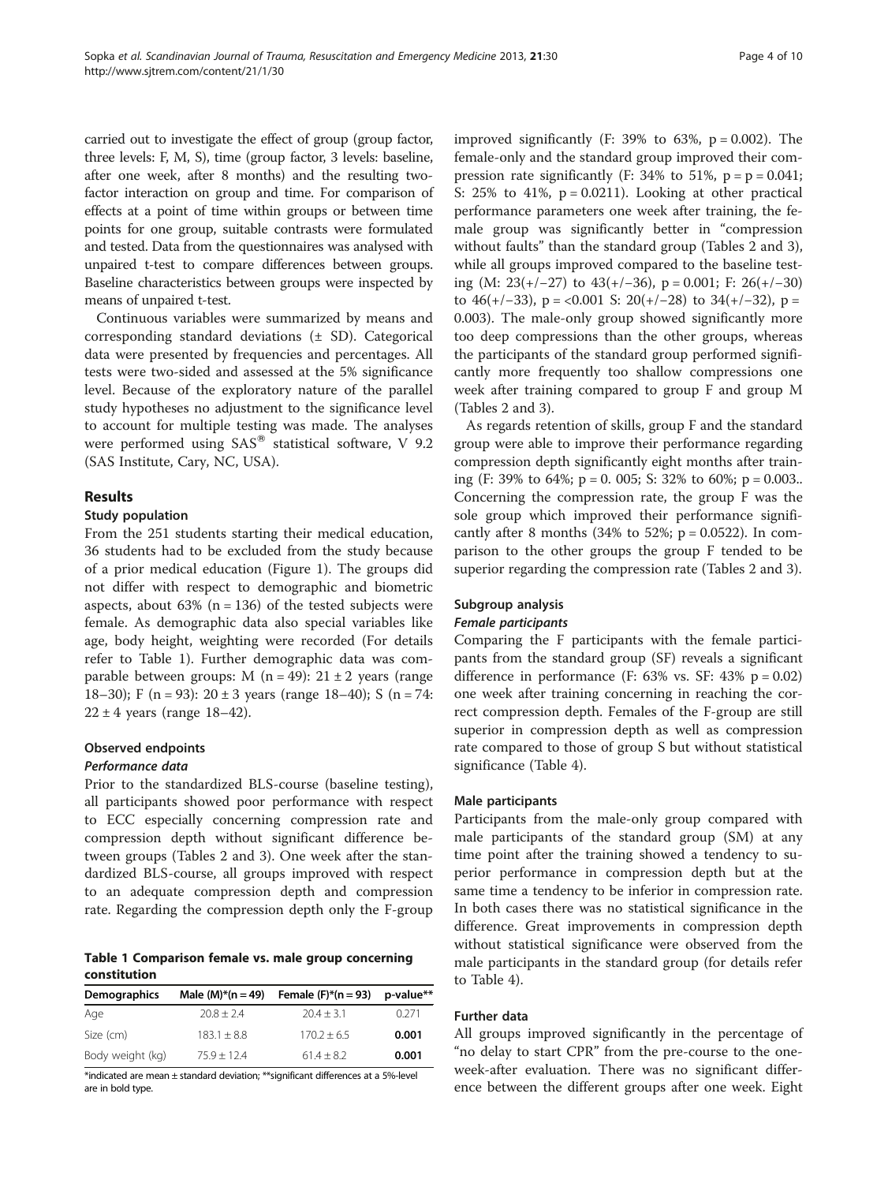carried out to investigate the effect of group (group factor, three levels: F, M, S), time (group factor, 3 levels: baseline, after one week, after 8 months) and the resulting two-factor interaction on group and time. For comparison of effects at a point of time within groups or between time points for one group, suitable contrasts were formulated and tested. Data from the questionnaires was analysed with unpaired t-test to compare differences between groups. Baseline characteristics between groups were inspected by means of unpaired t-test.

Continuous variables were summarized by means and corresponding standard deviations (± SD). Categorical data were presented by frequencies and percentages. All tests were two-sided and assessed at the 5% significance level. Because of the exploratory nature of the parallel study hypotheses no adjustment to the significance level to account for multiple testing was made. The analyses were performed using SAS® statistical software, V 9.2 (SAS Institute, Cary, NC, USA).

## Results

### Study population

From the 251 students starting their medical education, 36 students had to be excluded from the study because of a prior medical education (Figure 1). The groups did not differ with respect to demographic and biometric aspects, about 63% (n = 136) of the tested subjects were female. As demographic data also special variables like age, body height, weighting were recorded (For details refer to Table 1). Further demographic data was comparable between groups: M (n = 49): 21 ± 2 years (range 18–30); F (n = 93): 20 ± 3 years (range 18–40); S (n = 74: 22 ± 4 years (range 18–42).

### Observed endpoints

#### *Performance data*

Prior to the standardized BLS-course (baseline testing), all participants showed poor performance with respect to ECC especially concerning compression rate and compression depth without significant difference between groups (Tables 2 and 3). One week after the standardized BLS-course, all groups improved with respect to an adequate compression depth and compression rate. Regarding the compression depth only the F-group improved significantly (F: 39% to 63%, p = 0.002). The female-only and the standard group improved their compression rate significantly (F: 34% to 51%, p = p = 0.041; S: 25% to 41%, p = 0.0211). Looking at other practical performance parameters one week after training, the female group was significantly better in "compression without faults" than the standard group (Tables 2 and 3), while all groups improved compared to the baseline testing (M: 23(+/−27) to 43(+/−36), p = 0.001; F: 26(+/−30) to 46(+/−33), p = <0.001 S: 20(+/−28) to 34(+/−32), p = 0.003). The male-only group showed significantly more too deep compressions than the other groups, whereas the participants of the standard group performed significantly more frequently too shallow compressions one week after training compared to group F and group M (Tables 2 and 3).

As regards retention of skills, group F and the standard group were able to improve their performance regarding compression depth significantly eight months after training (F: 39% to 64%; p = 0. 005; S: 32% to 60%; p = 0.003.. Concerning the compression rate, the group F was the sole group which improved their performance significantly after 8 months (34% to 52%; p = 0.0522). In comparison to the other groups the group F tended to be superior regarding the compression rate (Tables 2 and 3).

**Table 1 Comparison female vs. male group concerning constitution**

| Demographics | Male (M)*(n = 49) | Female (F)*(n = 93) | p-value** |
|---|---|---|---|
| Age | 20.8 ± 2.4 | 20.4 ± 3.1 | 0.271 |
| Size (cm) | 183.1 ± 8.8 | 170.2 ± 6.5 | **0.001** |
| Body weight (kg) | 75.9 ± 12.4 | 61.4 ± 8.2 | **0.001** |

*indicated are mean ± standard deviation; **significant differences at a 5%-level are in bold type.

### Subgroup analysis

#### *Female participants*

Comparing the F participants with the female participants from the standard group (SF) reveals a significant difference in performance (F: 63% vs. SF: 43% p = 0.02) one week after training concerning in reaching the correct compression depth. Females of the F-group are still superior in compression depth as well as compression rate compared to those of group S but without statistical significance (Table 4).

### Male participants

Participants from the male-only group compared with male participants of the standard group (SM) at any time point after the training showed a tendency to superior performance in compression depth but at the same time a tendency to be inferior in compression rate. In both cases there was no statistical significance in the difference. Great improvements in compression depth without statistical significance were observed from the male participants in the standard group (for details refer to Table 4).

### Further data

All groups improved significantly in the percentage of "no delay to start CPR" from the pre-course to the one-week-after evaluation. There was no significant difference between the different groups after one week. Eight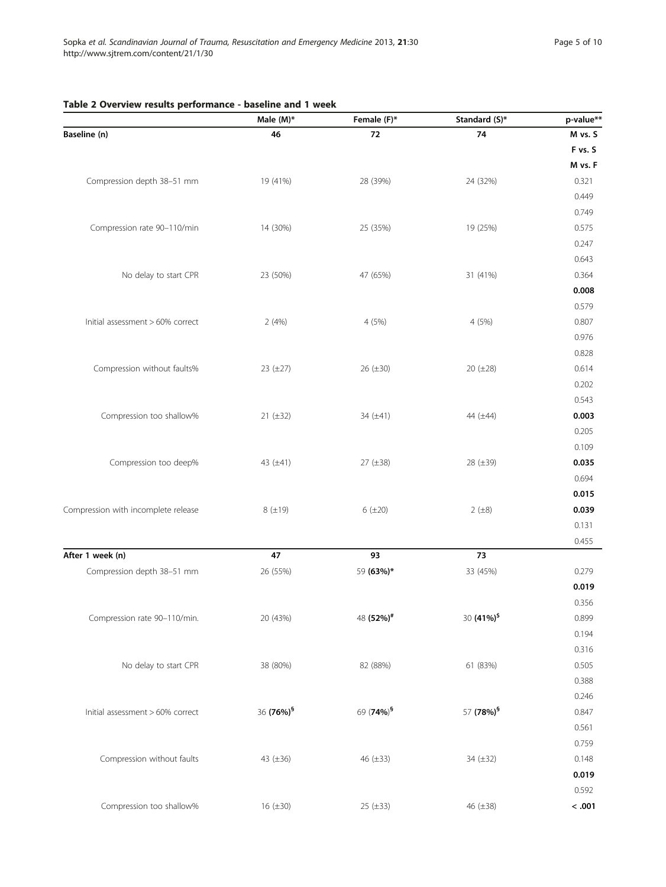**Table 2 Overview results performance - baseline and 1 week**

| | Male (M)* | Female (F)* | Standard (S)* | p-value** |
|---|---|---|---|---|
| **Baseline (n)** | **46** | **72** | **74** | **M vs. S** |
| | | | | **F vs. S** |
| | | | | **M vs. F** |
| Compression depth 38–51 mm | 19 (41%) | 28 (39%) | 24 (32%) | 0.321 |
| | | | | 0.449 |
| | | | | 0.749 |
| Compression rate 90–110/min | 14 (30%) | 25 (35%) | 19 (25%) | 0.575 |
| | | | | 0.247 |
| | | | | 0.643 |
| No delay to start CPR | 23 (50%) | 47 (65%) | 31 (41%) | 0.364 |
| | | | | **0.008** |
| | | | | 0.579 |
| Initial assessment > 60% correct | 2 (4%) | 4 (5%) | 4 (5%) | 0.807 |
| | | | | 0.976 |
| | | | | 0.828 |
| Compression without faults% | 23 (±27) | 26 (±30) | 20 (±28) | 0.614 |
| | | | | 0.202 |
| | | | | 0.543 |
| Compression too shallow% | 21 (±32) | 34 (±41) | 44 (±44) | **0.003** |
| | | | | 0.205 |
| | | | | 0.109 |
| Compression too deep% | 43 (±41) | 27 (±38) | 28 (±39) | **0.035** |
| | | | | 0.694 |
| | | | | **0.015** |
| Compression with incomplete release | 8 (±19) | 6 (±20) | 2 (±8) | **0.039** |
| | | | | 0.131 |
| | | | | 0.455 |
| **After 1 week (n)** | **47** | **93** | **73** | |
| Compression depth 38–51 mm | 26 (55%) | 59 **(63%)*** | 33 (45%) | 0.279 |
| | | | | **0.019** |
| | | | | 0.356 |
| Compression rate 90–110/min. | 20 (43%) | 48 **(52%)**[#] | 30 **(41%)**[$] | 0.899 |
| | | | | 0.194 |
| | | | | 0.316 |
| No delay to start CPR | 38 (80%) | 82 (88%) | 61 (83%) | 0.505 |
| | | | | 0.388 |
| | | | | 0.246 |
| Initial assessment > 60% correct | 36 **(76%)**[§] | 69 (**74%**)[§] | 57 **(78%)**[§] | 0.847 |
| | | | | 0.561 |
| | | | | 0.759 |
| Compression without faults | 43 (±36) | 46 (±33) | 34 (±32) | 0.148 |
| | | | | **0.019** |
| | | | | 0.592 |
| Compression too shallow% | 16 (±30) | 25 (±33) | 46 (±38) | **< .001** |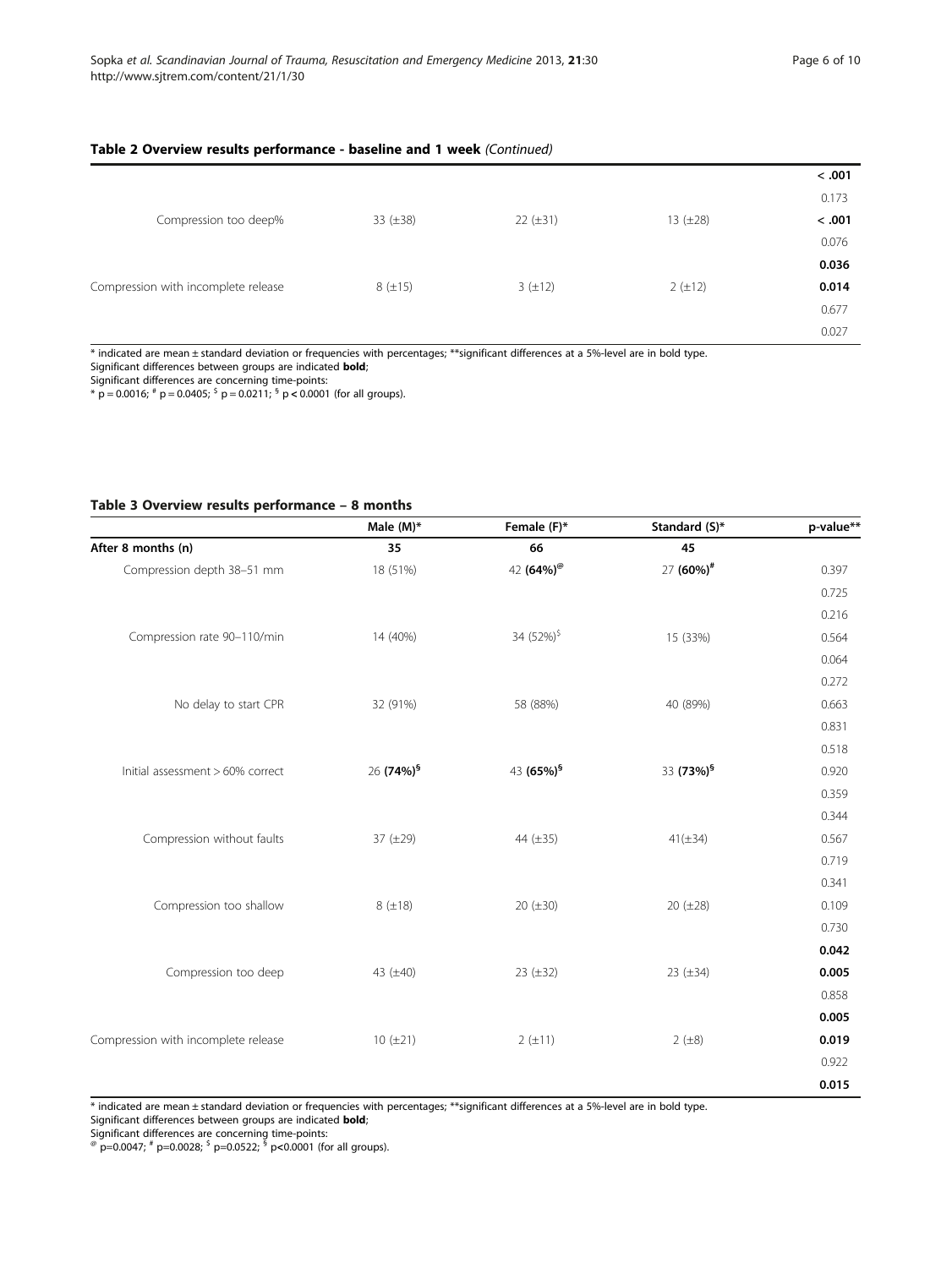**Table 2 Overview results performance - baseline and 1 week** *(Continued)*

| | | | | |
|---|---|---|---|---|
| | | | | **< .001** |
| | | | | 0.173 |
| Compression too deep% | 33 (±38) | 22 (±31) | 13 (±28) | **< .001** |
| | | | | 0.076 |
| | | | | **0.036** |
| Compression with incomplete release | 8 (±15) | 3 (±12) | 2 (±12) | **0.014** |
| | | | | 0.677 |
| | | | | 0.027 |

* indicated are mean ± standard deviation or frequencies with percentages; **significant differences at a 5%-level are in bold type.
Significant differences between groups are indicated **bold**;
Significant differences are concerning time-points:
* p = 0.0016; # p = 0.0405; $ p = 0.0211; § p < 0.0001 (for all groups).

**Table 3 Overview results performance – 8 months**

| | Male (M)* | Female (F)* | Standard (S)* | p-value** |
|---|---|---|---|---|
| **After 8 months (n)** | **35** | **66** | **45** | |
| Compression depth 38–51 mm | 18 (51%) | 42 **(64%)**[@] | 27 **(60%)**[#] | 0.397 |
| | | | | 0.725 |
| | | | | 0.216 |
| Compression rate 90–110/min | 14 (40%) | 34 (52%)[$] | 15 (33%) | 0.564 |
| | | | | 0.064 |
| | | | | 0.272 |
| No delay to start CPR | 32 (91%) | 58 (88%) | 40 (89%) | 0.663 |
| | | | | 0.831 |
| | | | | 0.518 |
| Initial assessment > 60% correct | 26 **(74%)**[§] | 43 **(65%)**[§] | 33 **(73%)**[§] | 0.920 |
| | | | | 0.359 |
| | | | | 0.344 |
| Compression without faults | 37 (±29) | 44 (±35) | 41(±34) | 0.567 |
| | | | | 0.719 |
| | | | | 0.341 |
| Compression too shallow | 8 (±18) | 20 (±30) | 20 (±28) | 0.109 |
| | | | | 0.730 |
| | | | | **0.042** |
| Compression too deep | 43 (±40) | 23 (±32) | 23 (±34) | **0.005** |
| | | | | 0.858 |
| | | | | **0.005** |
| Compression with incomplete release | 10 (±21) | 2 (±11) | 2 (±8) | **0.019** |
| | | | | 0.922 |
| | | | | **0.015** |

* indicated are mean ± standard deviation or frequencies with percentages; **significant differences at a 5%-level are in bold type.
Significant differences between groups are indicated **bold**;
Significant differences are concerning time-points:
@ p=0.0047; # p=0.0028; $ p=0.0522; § p<0.0001 (for all groups).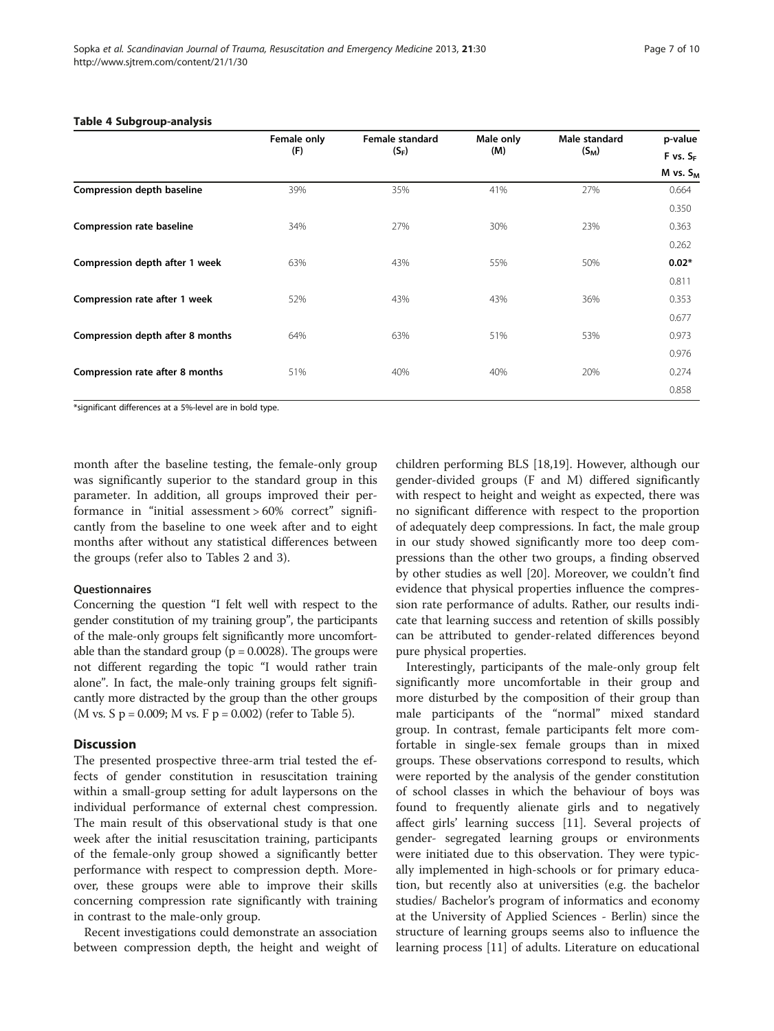**Table 4 Subgroup-analysis**

| | Female only (F) | Female standard ($S_F$) | Male only (M) | Male standard ($S_M$) | p-value F vs. $S_F$ M vs. $S_M$ |
|---|---|---|---|---|---|
| **Compression depth baseline** | 39% | 35% | 41% | 27% | 0.664 |
| | | | | | 0.350 |
| **Compression rate baseline** | 34% | 27% | 30% | 23% | 0.363 |
| | | | | | 0.262 |
| **Compression depth after 1 week** | 63% | 43% | 55% | 50% | **0.02*** |
| | | | | | 0.811 |
| **Compression rate after 1 week** | 52% | 43% | 43% | 36% | 0.353 |
| | | | | | 0.677 |
| **Compression depth after 8 months** | 64% | 63% | 51% | 53% | 0.973 |
| | | | | | 0.976 |
| **Compression rate after 8 months** | 51% | 40% | 40% | 20% | 0.274 |
| | | | | | 0.858 |

*significant differences at a 5%-level are in bold type.

month after the baseline testing, the female-only group was significantly superior to the standard group in this parameter. In addition, all groups improved their performance in "initial assessment > 60% correct" significantly from the baseline to one week after and to eight months after without any statistical differences between the groups (refer also to Tables 2 and 3).

### Questionnaires

Concerning the question "I felt well with respect to the gender constitution of my training group", the participants of the male-only groups felt significantly more uncomfortable than the standard group ($p = 0.0028$). The groups were not different regarding the topic "I would rather train alone". In fact, the male-only training groups felt significantly more distracted by the group than the other groups (M vs. S $p = 0.009$; M vs. F $p = 0.002$) (refer to Table 5).

## Discussion

The presented prospective three-arm trial tested the effects of gender constitution in resuscitation training within a small-group setting for adult laypersons on the individual performance of external chest compression. The main result of this observational study is that one week after the initial resuscitation training, participants of the female-only group showed a significantly better performance with respect to compression depth. Moreover, these groups were able to improve their skills concerning compression rate significantly with training in contrast to the male-only group.

Recent investigations could demonstrate an association between compression depth, the height and weight of children performing BLS [18,19]. However, although our gender-divided groups (F and M) differed significantly with respect to height and weight as expected, there was no significant difference with respect to the proportion of adequately deep compressions. In fact, the male group in our study showed significantly more too deep compressions than the other two groups, a finding observed by other studies as well [20]. Moreover, we couldn't find evidence that physical properties influence the compression rate performance of adults. Rather, our results indicate that learning success and retention of skills possibly can be attributed to gender-related differences beyond pure physical properties.

Interestingly, participants of the male-only group felt significantly more uncomfortable in their group and more disturbed by the composition of their group than male participants of the "normal" mixed standard group. In contrast, female participants felt more comfortable in single-sex female groups than in mixed groups. These observations correspond to results, which were reported by the analysis of the gender constitution of school classes in which the behaviour of boys was found to frequently alienate girls and to negatively affect girls' learning success [11]. Several projects of gender- segregated learning groups or environments were initiated due to this observation. They were typically implemented in high-schools or for primary education, but recently also at universities (e.g. the bachelor studies/ Bachelor's program of informatics and economy at the University of Applied Sciences - Berlin) since the structure of learning groups seems also to influence the learning process [11] of adults. Literature on educational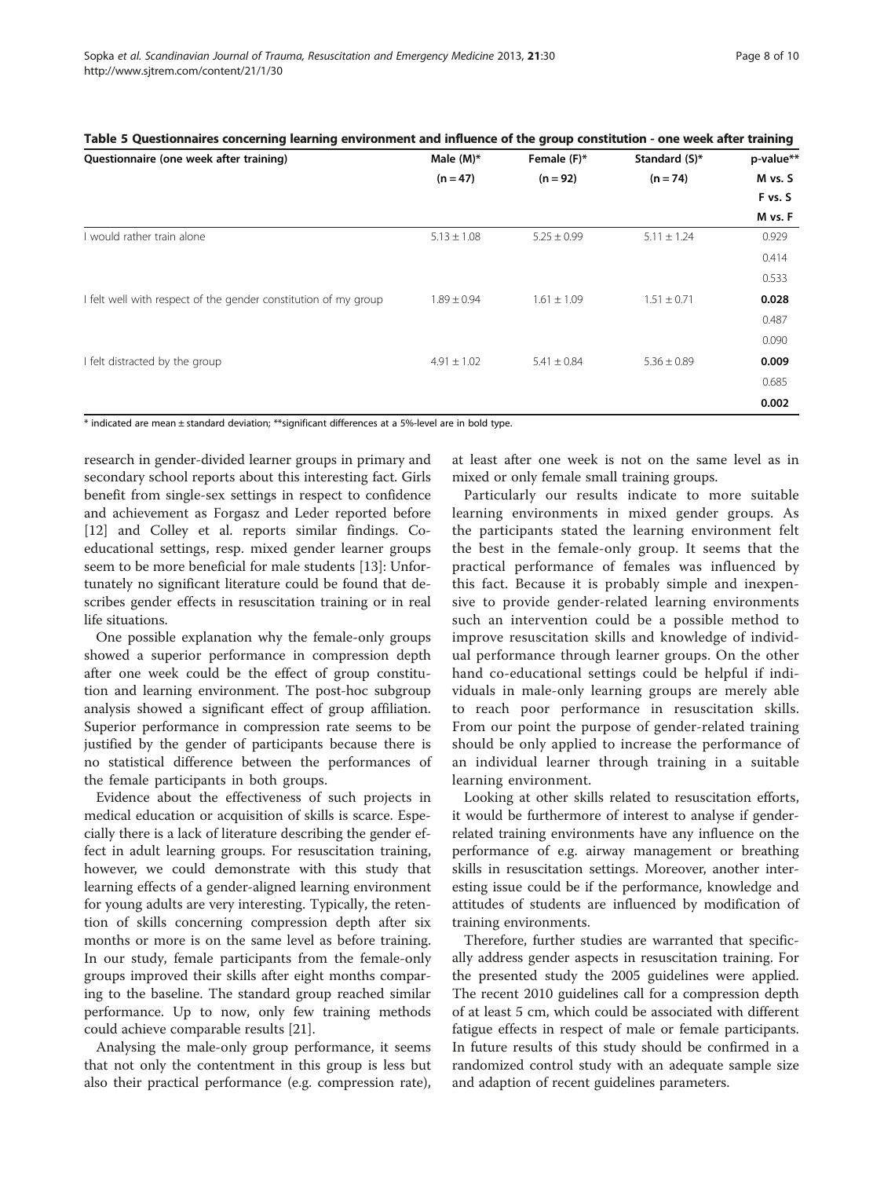**Table 5 Questionnaires concerning learning environment and influence of the group constitution - one week after training**

| Questionnaire (one week after training) | Male (M)* (n = 47) | Female (F)* (n = 92) | Standard (S)* (n = 74) | p-value** M vs. S F vs. S M vs. F |
|---|---|---|---|---|
| I would rather train alone | 5.13 ± 1.08 | 5.25 ± 0.99 | 5.11 ± 1.24 | 0.929 |
| | | | | 0.414 |
| | | | | 0.533 |
| I felt well with respect of the gender constitution of my group | 1.89 ± 0.94 | 1.61 ± 1.09 | 1.51 ± 0.71 | **0.028** |
| | | | | 0.487 |
| | | | | 0.090 |
| I felt distracted by the group | 4.91 ± 1.02 | 5.41 ± 0.84 | 5.36 ± 0.89 | **0.009** |
| | | | | 0.685 |
| | | | | **0.002** |

* indicated are mean ± standard deviation; **significant differences at a 5%-level are in bold type.

research in gender-divided learner groups in primary and secondary school reports about this interesting fact. Girls benefit from single-sex settings in respect to confidence and achievement as Forgasz and Leder reported before [12] and Colley et al. reports similar findings. Co-educational settings, resp. mixed gender learner groups seem to be more beneficial for male students [13]: Unfortunately no significant literature could be found that describes gender effects in resuscitation training or in real life situations.

One possible explanation why the female-only groups showed a superior performance in compression depth after one week could be the effect of group constitution and learning environment. The post-hoc subgroup analysis showed a significant effect of group affiliation. Superior performance in compression rate seems to be justified by the gender of participants because there is no statistical difference between the performances of the female participants in both groups.

Evidence about the effectiveness of such projects in medical education or acquisition of skills is scarce. Especially there is a lack of literature describing the gender effect in adult learning groups. For resuscitation training, however, we could demonstrate with this study that learning effects of a gender-aligned learning environment for young adults are very interesting. Typically, the retention of skills concerning compression depth after six months or more is on the same level as before training. In our study, female participants from the female-only groups improved their skills after eight months comparing to the baseline. The standard group reached similar performance. Up to now, only few training methods could achieve comparable results [21].

Analysing the male-only group performance, it seems that not only the contentment in this group is less but also their practical performance (e.g. compression rate), at least after one week is not on the same level as in mixed or only female small training groups.

Particularly our results indicate to more suitable learning environments in mixed gender groups. As the participants stated the learning environment felt the best in the female-only group. It seems that the practical performance of females was influenced by this fact. Because it is probably simple and inexpensive to provide gender-related learning environments such an intervention could be a possible method to improve resuscitation skills and knowledge of individual performance through learner groups. On the other hand co-educational settings could be helpful if individuals in male-only learning groups are merely able to reach poor performance in resuscitation skills. From our point the purpose of gender-related training should be only applied to increase the performance of an individual learner through training in a suitable learning environment.

Looking at other skills related to resuscitation efforts, it would be furthermore of interest to analyse if gender-related training environments have any influence on the performance of e.g. airway management or breathing skills in resuscitation settings. Moreover, another interesting issue could be if the performance, knowledge and attitudes of students are influenced by modification of training environments.

Therefore, further studies are warranted that specifically address gender aspects in resuscitation training. For the presented study the 2005 guidelines were applied. The recent 2010 guidelines call for a compression depth of at least 5 cm, which could be associated with different fatigue effects in respect of male or female participants. In future results of this study should be confirmed in a randomized control study with an adequate sample size and adaption of recent guidelines parameters.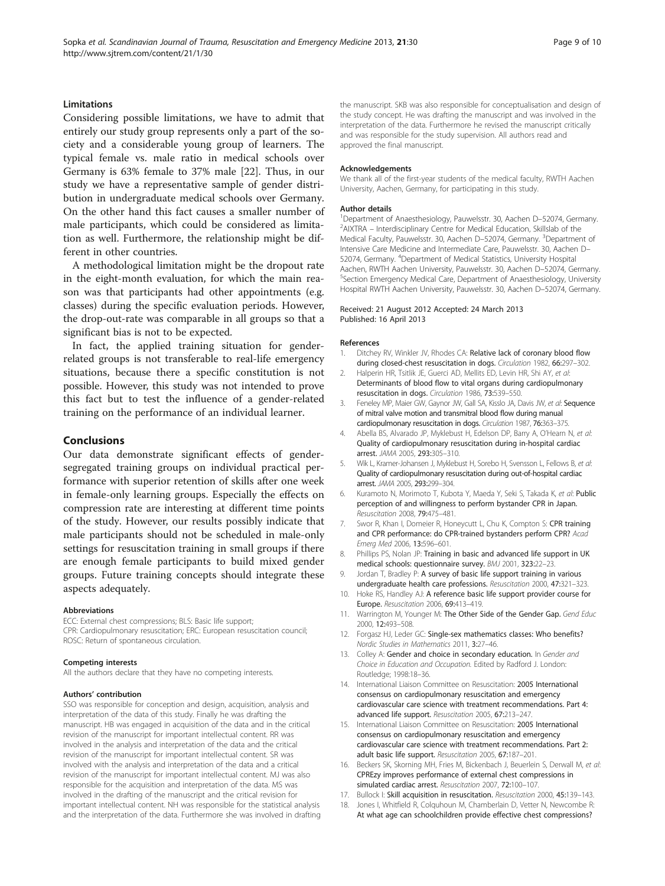### Limitations

Considering possible limitations, we have to admit that entirely our study group represents only a part of the society and a considerable young group of learners. The typical female vs. male ratio in medical schools over Germany is 63% female to 37% male [22]. Thus, in our study we have a representative sample of gender distribution in undergraduate medical schools over Germany. On the other hand this fact causes a smaller number of male participants, which could be considered as limitation as well. Furthermore, the relationship might be different in other countries.

A methodological limitation might be the dropout rate in the eight-month evaluation, for which the main reason was that participants had other appointments (e.g. classes) during the specific evaluation periods. However, the drop-out-rate was comparable in all groups so that a significant bias is not to be expected.

In fact, the applied training situation for gender-related groups is not transferable to real-life emergency situations, because there a specific constitution is not possible. However, this study was not intended to prove this fact but to test the influence of a gender-related training on the performance of an individual learner.

## Conclusions

Our data demonstrate significant effects of gender-segregated training groups on individual practical performance with superior retention of skills after one week in female-only learning groups. Especially the effects on compression rate are interesting at different time points of the study. However, our results possibly indicate that male participants should not be scheduled in male-only settings for resuscitation training in small groups if there are enough female participants to build mixed gender groups. Future training concepts should integrate these aspects adequately.

#### Abbreviations

ECC: External chest compressions; BLS: Basic life support; CPR: Cardiopulmonary resuscitation; ERC: European resuscitation council; ROSC: Return of spontaneous circulation.

#### Competing interests

All the authors declare that they have no competing interests.

#### Authors' contribution

SSO was responsible for conception and design, acquisition, analysis and interpretation of the data of this study. Finally he was drafting the manuscript. HB was engaged in acquisition of the data and in the critical revision of the manuscript for important intellectual content. RR was involved in the analysis and interpretation of the data and the critical revision of the manuscript for important intellectual content. SR was involved with the analysis and interpretation of the data and a critical revision of the manuscript for important intellectual content. MJ was also responsible for the acquisition and interpretation of the data. MS was involved in the drafting of the manuscript and the critical revision for important intellectual content. NH was responsible for the statistical analysis and the interpretation of the data. Furthermore she was involved in drafting the manuscript. SKB was also responsible for conceptualisation and design of the study concept. He was drafting the manuscript and was involved in the interpretation of the data. Furthermore he revised the manuscript critically and was responsible for the study supervision. All authors read and approved the final manuscript.

#### Acknowledgements

We thank all of the first-year students of the medical faculty, RWTH Aachen University, Aachen, Germany, for participating in this study.

#### Author details

[1]Department of Anaesthesiology, Pauwelsstr. 30, Aachen D–52074, Germany. [2]AIXTRA – Interdisciplinary Centre for Medical Education, Skillslab of the Medical Faculty, Pauwelsstr. 30, Aachen D–52074, Germany. [3]Department of Intensive Care Medicine and Intermediate Care, Pauwelsstr. 30, Aachen D–52074, Germany. [4]Department of Medical Statistics, University Hospital Aachen, RWTH Aachen University, Pauwelsstr. 30, Aachen D–52074, Germany. [5]Section Emergency Medical Care, Department of Anaesthesiology, University Hospital RWTH Aachen University, Pauwelsstr. 30, Aachen D–52074, Germany.

Received: 21 August 2012 Accepted: 24 March 2013
Published: 16 April 2013

#### References

1. Ditchey RV, Winkler JV, Rhodes CA: **Relative lack of coronary blood flow during closed-chest resuscitation in dogs.** *Circulation* 1982, **66:**297–302.
2. Halperin HR, Tsitlik JE, Guerci AD, Mellits ED, Levin HR, Shi AY, *et al*: **Determinants of blood flow to vital organs during cardiopulmonary resuscitation in dogs.** *Circulation* 1986, **73:**539–550.
3. Feneley MP, Maier GW, Gaynor JW, Gall SA, Kisslo JA, Davis JW, *et al*: **Sequence of mitral valve motion and transmitral blood flow during manual cardiopulmonary resuscitation in dogs.** *Circulation* 1987, **76:**363–375.
4. Abella BS, Alvarado JP, Myklebust H, Edelson DP, Barry A, O'Hearn N, *et al*: **Quality of cardiopulmonary resuscitation during in-hospital cardiac arrest.** *JAMA* 2005, **293:**305–310.
5. Wik L, Kramer-Johansen J, Myklebust H, Sorebo H, Svensson L, Fellows B, *et al*: **Quality of cardiopulmonary resuscitation during out-of-hospital cardiac arrest.** *JAMA* 2005, **293:**299–304.
6. Kuramoto N, Morimoto T, Kubota Y, Maeda Y, Seki S, Takada K, *et al*: **Public perception of and willingness to perform bystander CPR in Japan.** *Resuscitation* 2008, **79:**475–481.
7. Swor R, Khan I, Domeier R, Honeycutt L, Chu K, Compton S: **CPR training and CPR performance: do CPR-trained bystanders perform CPR?** *Acad Emerg Med* 2006, **13:**596–601.
8. Phillips PS, Nolan JP: **Training in basic and advanced life support in UK medical schools: questionnaire survey.** *BMJ* 2001, **323:**22–23.
9. Jordan T, Bradley P: **A survey of basic life support training in various undergraduate health care professions.** *Resuscitation* 2000, **47:**321–323.
10. Hoke RS, Handley AJ: **A reference basic life support provider course for Europe.** *Resuscitation* 2006, **69:**413–419.
11. Warrington M, Younger M: **The Other Side of the Gender Gap.** *Gend Educ* 2000, **12:**493–508.
12. Forgasz HJ, Leder GC: **Single-sex mathematics classes: Who benefits?** *Nordic Studies in Mathematics* 2011, **3:**27–46.
13. Colley A: **Gender and choice in secondary education.** In *Gender and Choice in Education and Occupation.* Edited by Radford J. London: Routledge; 1998:18–36.
14. International Liaison Committee on Resuscitation: **2005 International consensus on cardiopulmonary resuscitation and emergency cardiovascular care science with treatment recommendations. Part 4: advanced life support.** *Resuscitation* 2005, **67:**213–247.
15. International Liaison Committee on Resuscitation: **2005 International consensus on cardiopulmonary resuscitation and emergency cardiovascular care science with treatment recommendations. Part 2: adult basic life support.** *Resuscitation* 2005, **67:**187–201.
16. Beckers SK, Skorning MH, Fries M, Bickenbach J, Beuerlein S, Derwall M, *et al*: **CPREzy improves performance of external chest compressions in simulated cardiac arrest.** *Resuscitation* 2007, **72:**100–107.
17. Bullock I: **Skill acquisition in resuscitation.** *Resuscitation* 2000, **45:**139–143.
18. Jones I, Whitfield R, Colquhoun M, Chamberlain D, Vetter N, Newcombe R: **At what age can schoolchildren provide effective chest compressions?**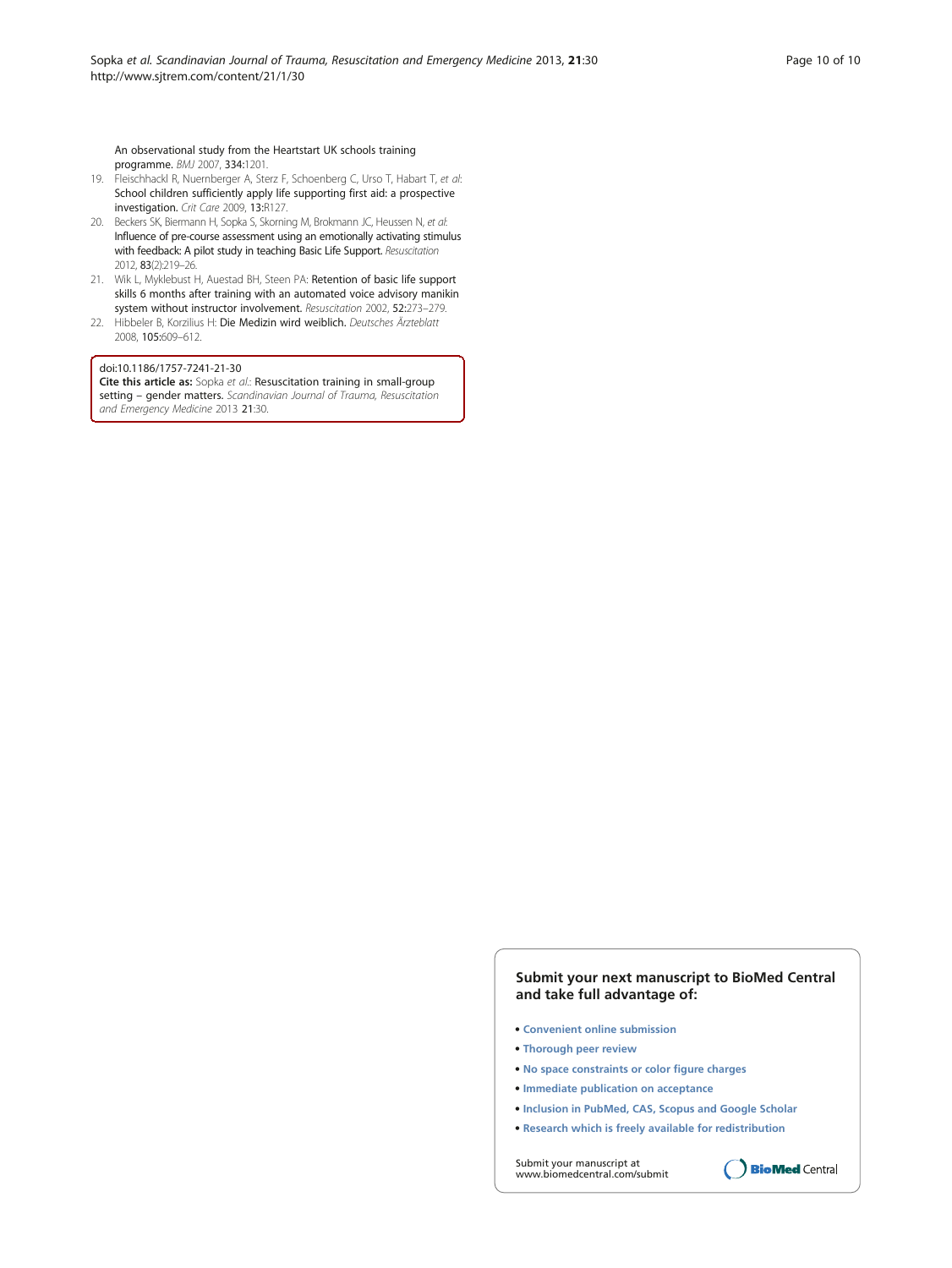An observational study from the Heartstart UK schools training programme. *BMJ* 2007, **334**:1201.

19. Fleischhackl R, Nuernberger A, Sterz F, Schoenberg C, Urso T, Habart T, *et al*: School children sufficiently apply life supporting first aid: a prospective investigation. *Crit Care* 2009, **13**:R127.
20. Beckers SK, Biermann H, Sopka S, Skorning M, Brokmann JC, Heussen N, *et al*: Influence of pre-course assessment using an emotionally activating stimulus with feedback: A pilot study in teaching Basic Life Support. *Resuscitation* 2012, **83**(2):219–26.
21. Wik L, Myklebust H, Auestad BH, Steen PA: Retention of basic life support skills 6 months after training with an automated voice advisory manikin system without instructor involvement. *Resuscitation* 2002, **52**:273–279.
22. Hibbeler B, Korzilius H: Die Medizin wird weiblich. *Deutsches Ärzteblatt* 2008, **105**:609–612.

doi:10.1186/1757-7241-21-30
**Cite this article as:** Sopka *et al.*: Resuscitation training in small-group setting – gender matters. *Scandinavian Journal of Trauma, Resuscitation and Emergency Medicine* 2013 **21**:30.

**Submit your next manuscript to BioMed Central and take full advantage of:**

- **Convenient online submission**
- **Thorough peer review**
- **No space constraints or color figure charges**
- **Immediate publication on acceptance**
- **Inclusion in PubMed, CAS, Scopus and Google Scholar**
- **Research which is freely available for redistribution**

Submit your manuscript at www.biomedcentral.com/submit

BioMed Central